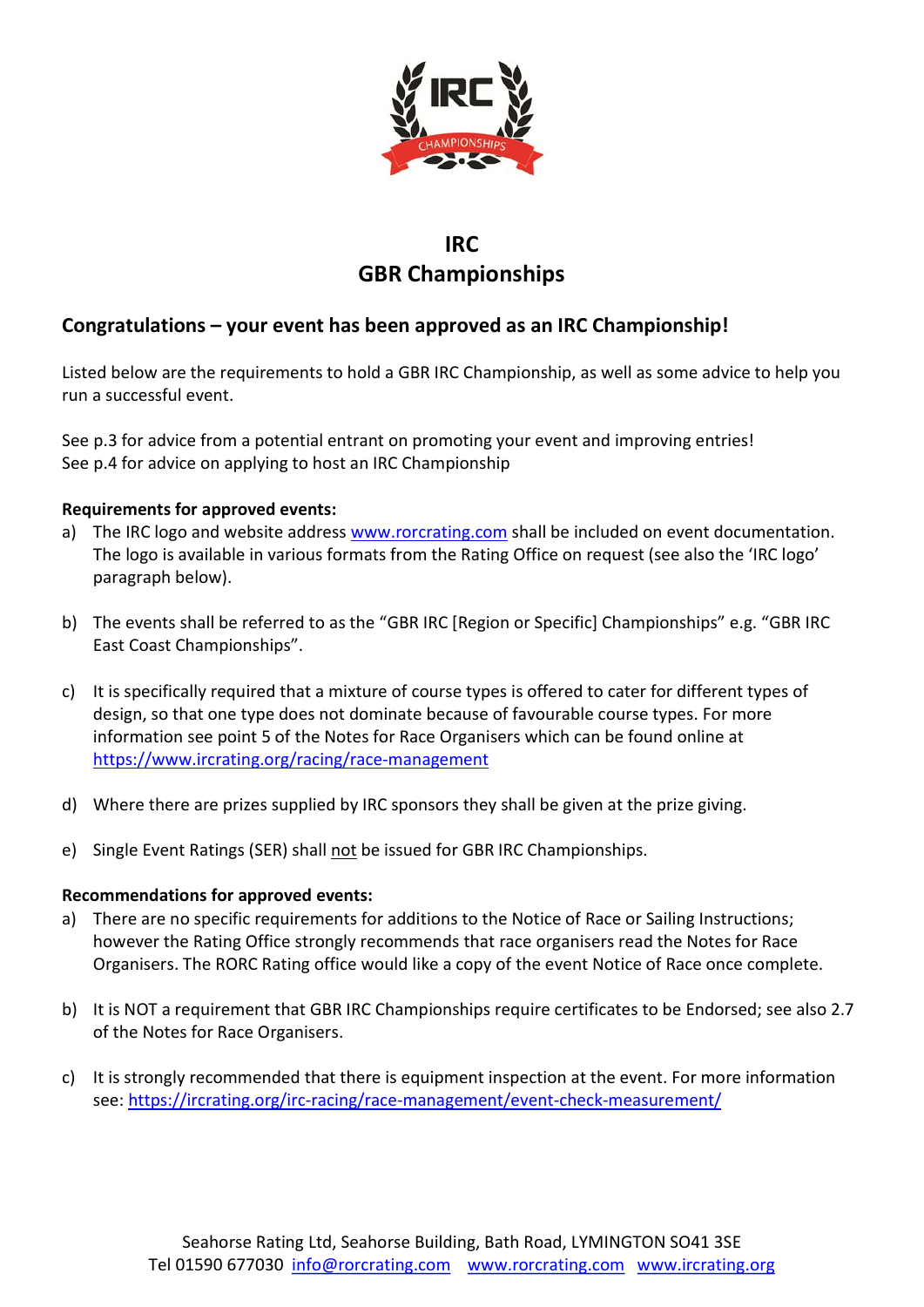# IRC
# GBR Championships

## Congratulations – your event has been approved as an IRC Championship!

Listed below are the requirements to hold a GBR IRC Championship, as well as some advice to help you run a successful event.

See p.3 for advice from a potential entrant on promoting your event and improving entries!
See p.4 for advice on applying to host an IRC Championship

**Requirements for approved events:**

a) The IRC logo and website address www.rorcrating.com shall be included on event documentation. The logo is available in various formats from the Rating Office on request (see also the 'IRC logo' paragraph below).

b) The events shall be referred to as the "GBR IRC [Region or Specific] Championships" e.g. "GBR IRC East Coast Championships".

c) It is specifically required that a mixture of course types is offered to cater for different types of design, so that one type does not dominate because of favourable course types. For more information see point 5 of the Notes for Race Organisers which can be found online at https://www.ircrating.org/racing/race-management

d) Where there are prizes supplied by IRC sponsors they shall be given at the prize giving.

e) Single Event Ratings (SER) shall not be issued for GBR IRC Championships.

**Recommendations for approved events:**

a) There are no specific requirements for additions to the Notice of Race or Sailing Instructions; however the Rating Office strongly recommends that race organisers read the Notes for Race Organisers. The RORC Rating office would like a copy of the event Notice of Race once complete.

b) It is NOT a requirement that GBR IRC Championships require certificates to be Endorsed; see also 2.7 of the Notes for Race Organisers.

c) It is strongly recommended that there is equipment inspection at the event. For more information see: https://ircrating.org/irc-racing/race-management/event-check-measurement/

Seahorse Rating Ltd, Seahorse Building, Bath Road, LYMINGTON SO41 3SE
Tel 01590 677030 info@rorcrating.com www.rorcrating.com www.ircrating.org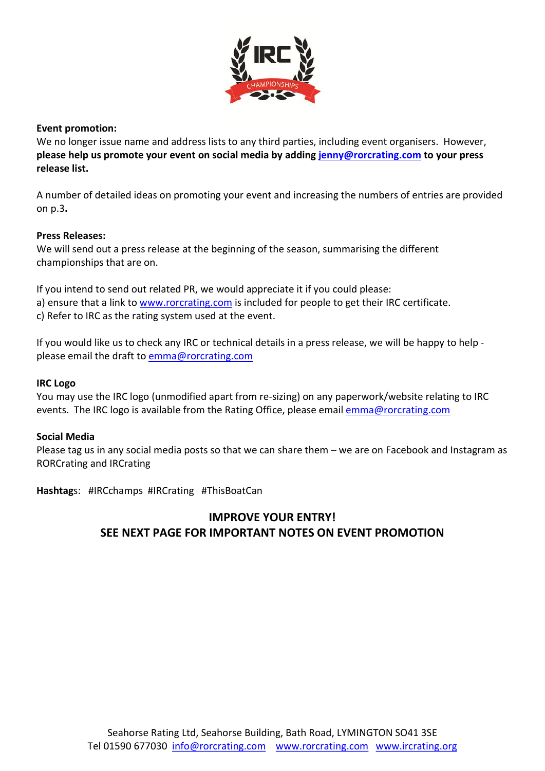**Event promotion:**
We no longer issue name and address lists to any third parties, including event organisers. However, **please help us promote your event on social media by adding jenny@rorcrating.com to your press release list.**

A number of detailed ideas on promoting your event and increasing the numbers of entries are provided on p.3**.**

**Press Releases:**
We will send out a press release at the beginning of the season, summarising the different championships that are on.

If you intend to send out related PR, we would appreciate it if you could please:
a) ensure that a link to www.rorcrating.com is included for people to get their IRC certificate.
c) Refer to IRC as the rating system used at the event.

If you would like us to check any IRC or technical details in a press release, we will be happy to help - please email the draft to emma@rorcrating.com

**IRC Logo**
You may use the IRC logo (unmodified apart from re-sizing) on any paperwork/website relating to IRC events. The IRC logo is available from the Rating Office, please email emma@rorcrating.com

**Social Media**
Please tag us in any social media posts so that we can share them – we are on Facebook and Instagram as RORCrating and IRCrating

**Hashtags**: #IRCchamps #IRCrating #ThisBoatCan

**IMPROVE YOUR ENTRY!**
**SEE NEXT PAGE FOR IMPORTANT NOTES ON EVENT PROMOTION**

Seahorse Rating Ltd, Seahorse Building, Bath Road, LYMINGTON SO41 3SE
Tel 01590 677030 info@rorcrating.com www.rorcrating.com www.ircrating.org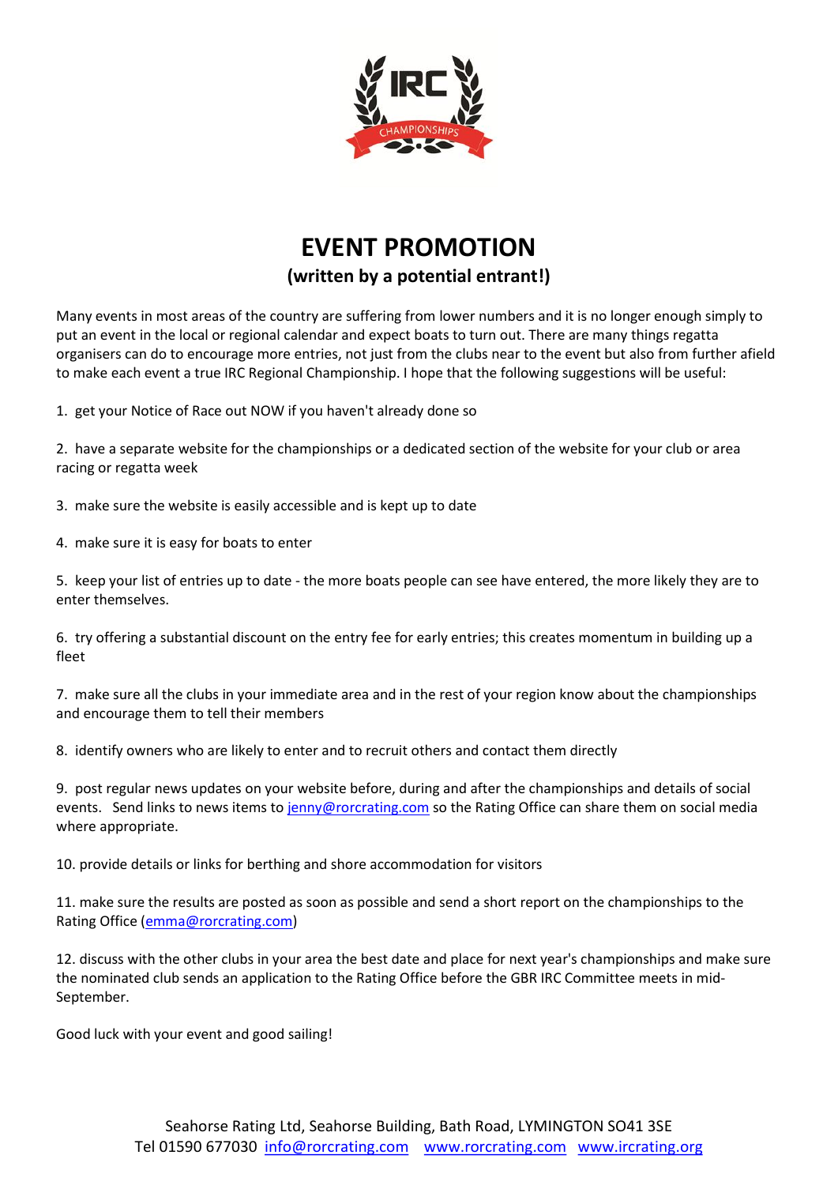# EVENT PROMOTION

**(written by a potential entrant!)**

Many events in most areas of the country are suffering from lower numbers and it is no longer enough simply to put an event in the local or regional calendar and expect boats to turn out. There are many things regatta organisers can do to encourage more entries, not just from the clubs near to the event but also from further afield to make each event a true IRC Regional Championship. I hope that the following suggestions will be useful:

1. get your Notice of Race out NOW if you haven't already done so

2. have a separate website for the championships or a dedicated section of the website for your club or area racing or regatta week

3. make sure the website is easily accessible and is kept up to date

4. make sure it is easy for boats to enter

5. keep your list of entries up to date - the more boats people can see have entered, the more likely they are to enter themselves.

6. try offering a substantial discount on the entry fee for early entries; this creates momentum in building up a fleet

7. make sure all the clubs in your immediate area and in the rest of your region know about the championships and encourage them to tell their members

8. identify owners who are likely to enter and to recruit others and contact them directly

9. post regular news updates on your website before, during and after the championships and details of social events. Send links to news items to jenny@rorcrating.com so the Rating Office can share them on social media where appropriate.

10. provide details or links for berthing and shore accommodation for visitors

11. make sure the results are posted as soon as possible and send a short report on the championships to the Rating Office (emma@rorcrating.com)

12. discuss with the other clubs in your area the best date and place for next year's championships and make sure the nominated club sends an application to the Rating Office before the GBR IRC Committee meets in mid-September.

Good luck with your event and good sailing!

Seahorse Rating Ltd, Seahorse Building, Bath Road, LYMINGTON SO41 3SE
Tel 01590 677030 info@rorcrating.com www.rorcrating.com www.ircrating.org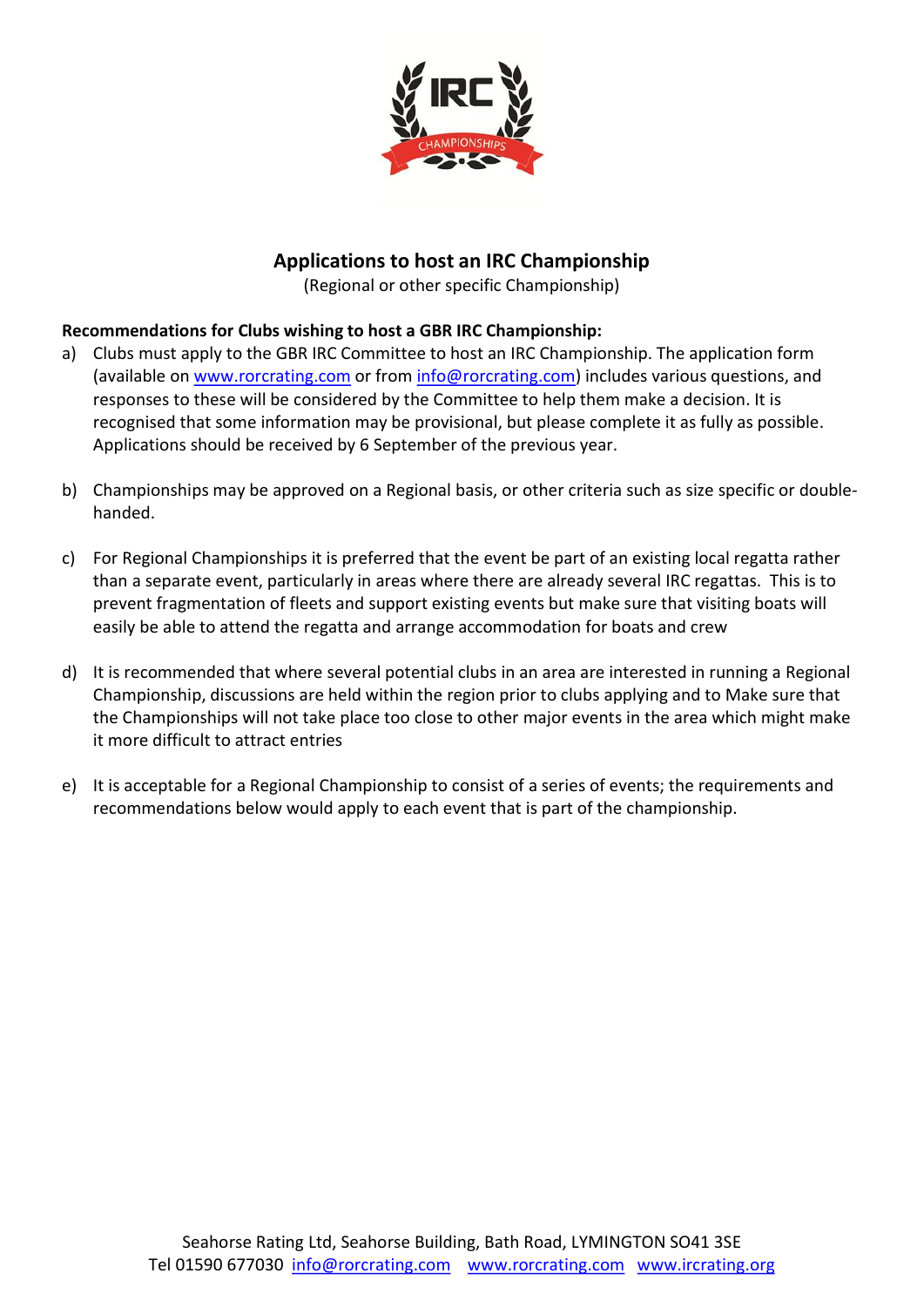# Applications to host an IRC Championship

(Regional or other specific Championship)

**Recommendations for Clubs wishing to host a GBR IRC Championship:**

a) Clubs must apply to the GBR IRC Committee to host an IRC Championship. The application form (available on www.rorcrating.com or from info@rorcrating.com) includes various questions, and responses to these will be considered by the Committee to help them make a decision. It is recognised that some information may be provisional, but please complete it as fully as possible. Applications should be received by 6 September of the previous year.

b) Championships may be approved on a Regional basis, or other criteria such as size specific or double-handed.

c) For Regional Championships it is preferred that the event be part of an existing local regatta rather than a separate event, particularly in areas where there are already several IRC regattas. This is to prevent fragmentation of fleets and support existing events but make sure that visiting boats will easily be able to attend the regatta and arrange accommodation for boats and crew

d) It is recommended that where several potential clubs in an area are interested in running a Regional Championship, discussions are held within the region prior to clubs applying and to Make sure that the Championships will not take place too close to other major events in the area which might make it more difficult to attract entries

e) It is acceptable for a Regional Championship to consist of a series of events; the requirements and recommendations below would apply to each event that is part of the championship.